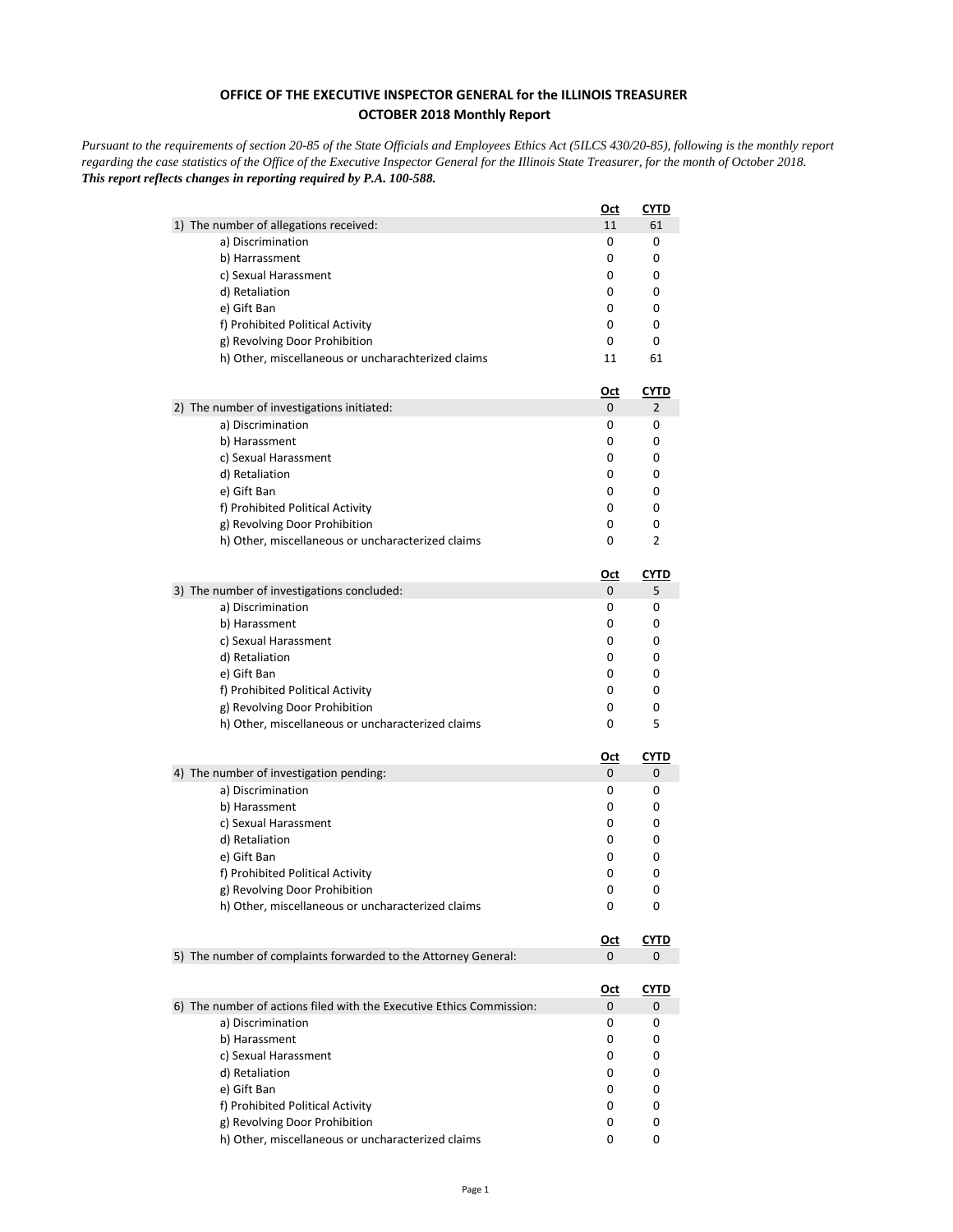**OFFICE OF THE EXECUTIVE INSPECTOR GENERAL for the ILLINOIS TREASURER**
**OCTOBER 2018 Monthly Report**

*Pursuant to the requirements of section 20-85 of the State Officials and Employees Ethics Act (5ILCS 430/20-85), following is the monthly report regarding the case statistics of the Office of the Executive Inspector General for the Illinois State Treasurer, for the month of October 2018.*
***This report reflects changes in reporting required by P.A. 100-588.***

| | Oct | CYTD |
|---|---|---|
| 1) The number of allegations received: | 11 | 61 |
| a) Discrimination | 0 | 0 |
| b) Harrassment | 0 | 0 |
| c) Sexual Harassment | 0 | 0 |
| d) Retaliation | 0 | 0 |
| e) Gift Ban | 0 | 0 |
| f) Prohibited Political Activity | 0 | 0 |
| g) Revolving Door Prohibition | 0 | 0 |
| h) Other, miscellaneous or uncharachterized claims | 11 | 61 |

| | Oct | CYTD |
|---|---|---|
| 2) The number of investigations initiated: | 0 | 2 |
| a) Discrimination | 0 | 0 |
| b) Harassment | 0 | 0 |
| c) Sexual Harassment | 0 | 0 |
| d) Retaliation | 0 | 0 |
| e) Gift Ban | 0 | 0 |
| f) Prohibited Political Activity | 0 | 0 |
| g) Revolving Door Prohibition | 0 | 0 |
| h) Other, miscellaneous or uncharacterized claims | 0 | 2 |

| | Oct | CYTD |
|---|---|---|
| 3) The number of investigations concluded: | 0 | 5 |
| a) Discrimination | 0 | 0 |
| b) Harassment | 0 | 0 |
| c) Sexual Harassment | 0 | 0 |
| d) Retaliation | 0 | 0 |
| e) Gift Ban | 0 | 0 |
| f) Prohibited Political Activity | 0 | 0 |
| g) Revolving Door Prohibition | 0 | 0 |
| h) Other, miscellaneous or uncharacterized claims | 0 | 5 |

| | Oct | CYTD |
|---|---|---|
| 4) The number of investigation pending: | 0 | 0 |
| a) Discrimination | 0 | 0 |
| b) Harassment | 0 | 0 |
| c) Sexual Harassment | 0 | 0 |
| d) Retaliation | 0 | 0 |
| e) Gift Ban | 0 | 0 |
| f) Prohibited Political Activity | 0 | 0 |
| g) Revolving Door Prohibition | 0 | 0 |
| h) Other, miscellaneous or uncharacterized claims | 0 | 0 |

| | Oct | CYTD |
|---|---|---|
| 5) The number of complaints forwarded to the Attorney General: | 0 | 0 |

| | Oct | CYTD |
|---|---|---|
| 6) The number of actions filed with the Executive Ethics Commission: | 0 | 0 |
| a) Discrimination | 0 | 0 |
| b) Harassment | 0 | 0 |
| c) Sexual Harassment | 0 | 0 |
| d) Retaliation | 0 | 0 |
| e) Gift Ban | 0 | 0 |
| f) Prohibited Political Activity | 0 | 0 |
| g) Revolving Door Prohibition | 0 | 0 |
| h) Other, miscellaneous or uncharacterized claims | 0 | 0 |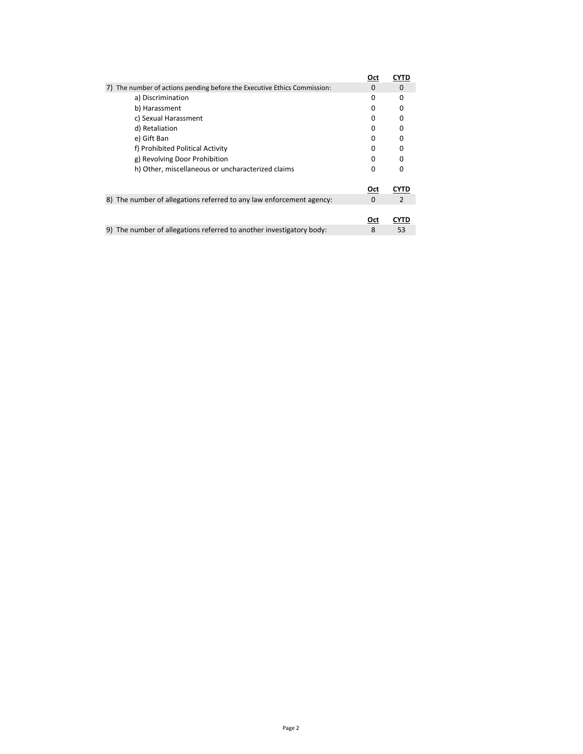| | Oct | CYTD |
|---|---|---|
| 7) The number of actions pending before the Executive Ethics Commission: | 0 | 0 |
| a) Discrimination | 0 | 0 |
| b) Harassment | 0 | 0 |
| c) Sexual Harassment | 0 | 0 |
| d) Retaliation | 0 | 0 |
| e) Gift Ban | 0 | 0 |
| f) Prohibited Political Activity | 0 | 0 |
| g) Revolving Door Prohibition | 0 | 0 |
| h) Other, miscellaneous or uncharacterized claims | 0 | 0 |

| | Oct | CYTD |
|---|---|---|
| 8) The number of allegations referred to any law enforcement agency: | 0 | 2 |

| | Oct | CYTD |
|---|---|---|
| 9) The number of allegations referred to another investigatory body: | 8 | 53 |